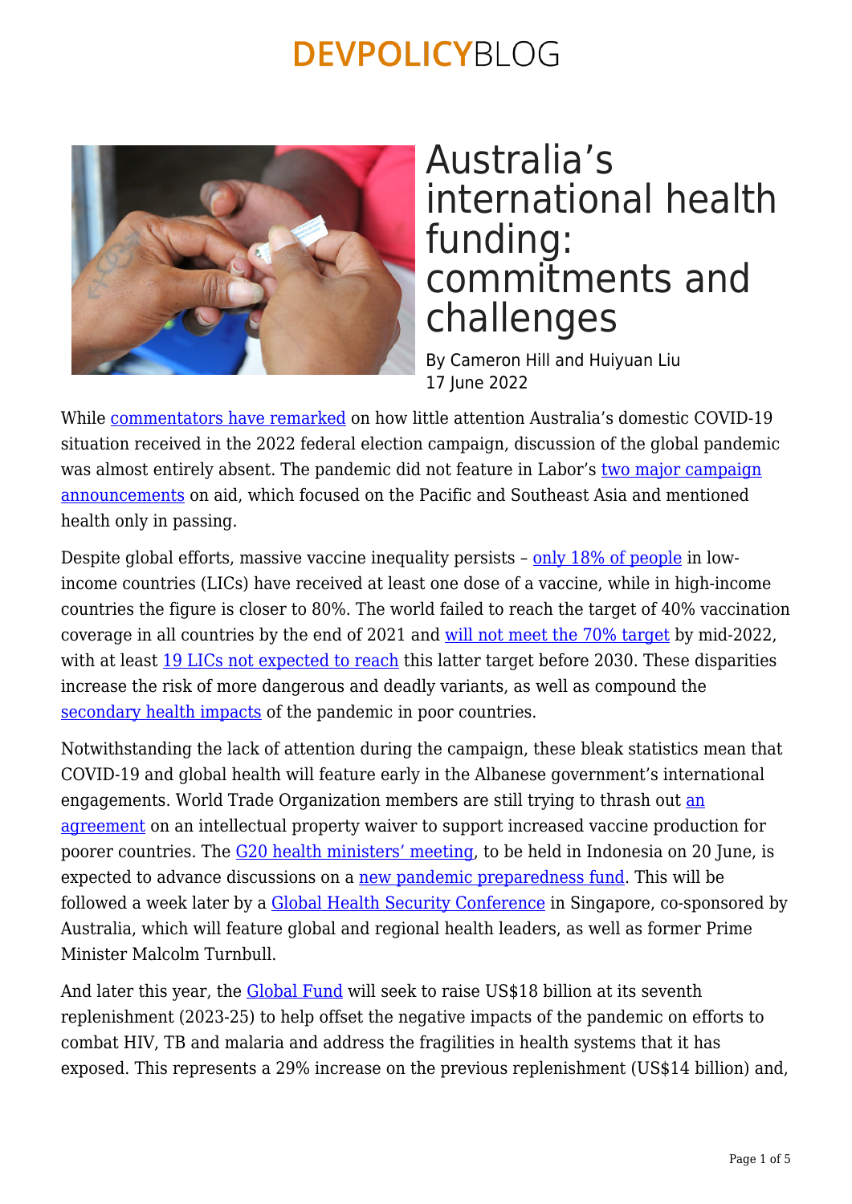# Australia's international health funding: commitments and challenges

By Cameron Hill and Huiyuan Liu
17 June 2022

While commentators have remarked on how little attention Australia's domestic COVID-19 situation received in the 2022 federal election campaign, discussion of the global pandemic was almost entirely absent. The pandemic did not feature in Labor's two major campaign announcements on aid, which focused on the Pacific and Southeast Asia and mentioned health only in passing.

Despite global efforts, massive vaccine inequality persists – only 18% of people in low-income countries (LICs) have received at least one dose of a vaccine, while in high-income countries the figure is closer to 80%. The world failed to reach the target of 40% vaccination coverage in all countries by the end of 2021 and will not meet the 70% target by mid-2022, with at least 19 LICs not expected to reach this latter target before 2030. These disparities increase the risk of more dangerous and deadly variants, as well as compound the secondary health impacts of the pandemic in poor countries.

Notwithstanding the lack of attention during the campaign, these bleak statistics mean that COVID-19 and global health will feature early in the Albanese government's international engagements. World Trade Organization members are still trying to thrash out an agreement on an intellectual property waiver to support increased vaccine production for poorer countries. The G20 health ministers' meeting, to be held in Indonesia on 20 June, is expected to advance discussions on a new pandemic preparedness fund. This will be followed a week later by a Global Health Security Conference in Singapore, co-sponsored by Australia, which will feature global and regional health leaders, as well as former Prime Minister Malcolm Turnbull.

And later this year, the Global Fund will seek to raise US$18 billion at its seventh replenishment (2023-25) to help offset the negative impacts of the pandemic on efforts to combat HIV, TB and malaria and address the fragilities in health systems that it has exposed. This represents a 29% increase on the previous replenishment (US$14 billion) and,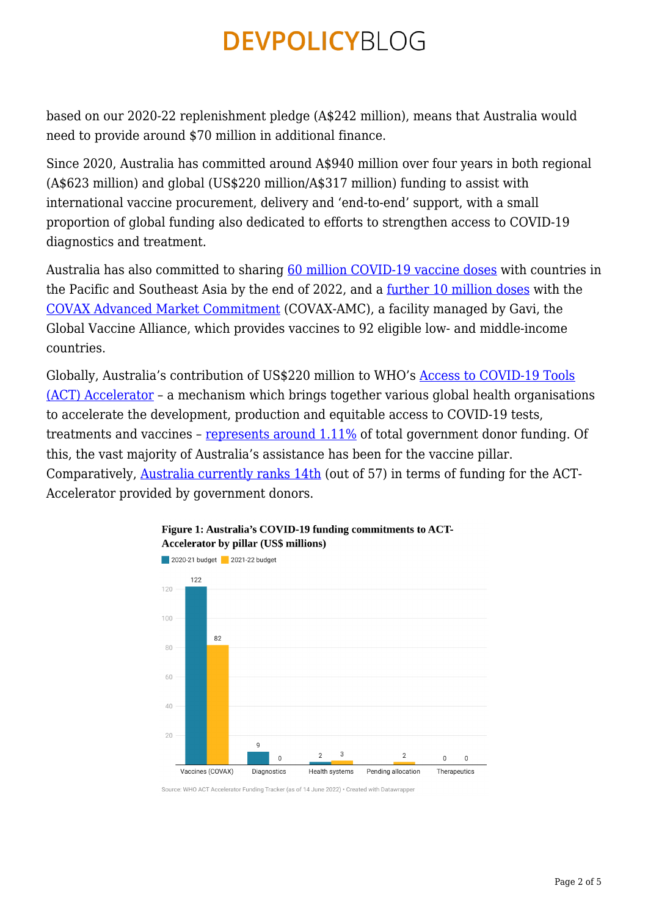based on our 2020-22 replenishment pledge (A$242 million), means that Australia would need to provide around $70 million in additional finance.

Since 2020, Australia has committed around A$940 million over four years in both regional (A$623 million) and global (US$220 million/A$317 million) funding to assist with international vaccine procurement, delivery and 'end-to-end' support, with a small proportion of global funding also dedicated to efforts to strengthen access to COVID-19 diagnostics and treatment.

Australia has also committed to sharing [60 million COVID-19 vaccine doses] with countries in the Pacific and Southeast Asia by the end of 2022, and a [further 10 million doses] with the [COVAX Advanced Market Commitment] (COVAX-AMC), a facility managed by Gavi, the Global Vaccine Alliance, which provides vaccines to 92 eligible low- and middle-income countries.

Globally, Australia's contribution of US$220 million to WHO's [Access to COVID-19 Tools (ACT) Accelerator] – a mechanism which brings together various global health organisations to accelerate the development, production and equitable access to COVID-19 tests, treatments and vaccines – [represents around 1.11%] of total government donor funding. Of this, the vast majority of Australia's assistance has been for the vaccine pillar. Comparatively, [Australia currently ranks 14th] (out of 57) in terms of funding for the ACT-Accelerator provided by government donors.

**Figure 1: Australia's COVID-19 funding commitments to ACT-Accelerator by pillar (US$ millions)**

| Pillar | 2020-21 budget | 2021-22 budget |
|---|---|---|
| Vaccines (COVAX) | 122 | 82 |
| Diagnostics | 9 | 0 |
| Health systems | 2 | 3 |
| Pending allocation | | 2 |
| Therapeutics | 0 | 0 |

Source: WHO ACT Accelerator Funding Tracker (as of 14 June 2022) • Created with Datawrapper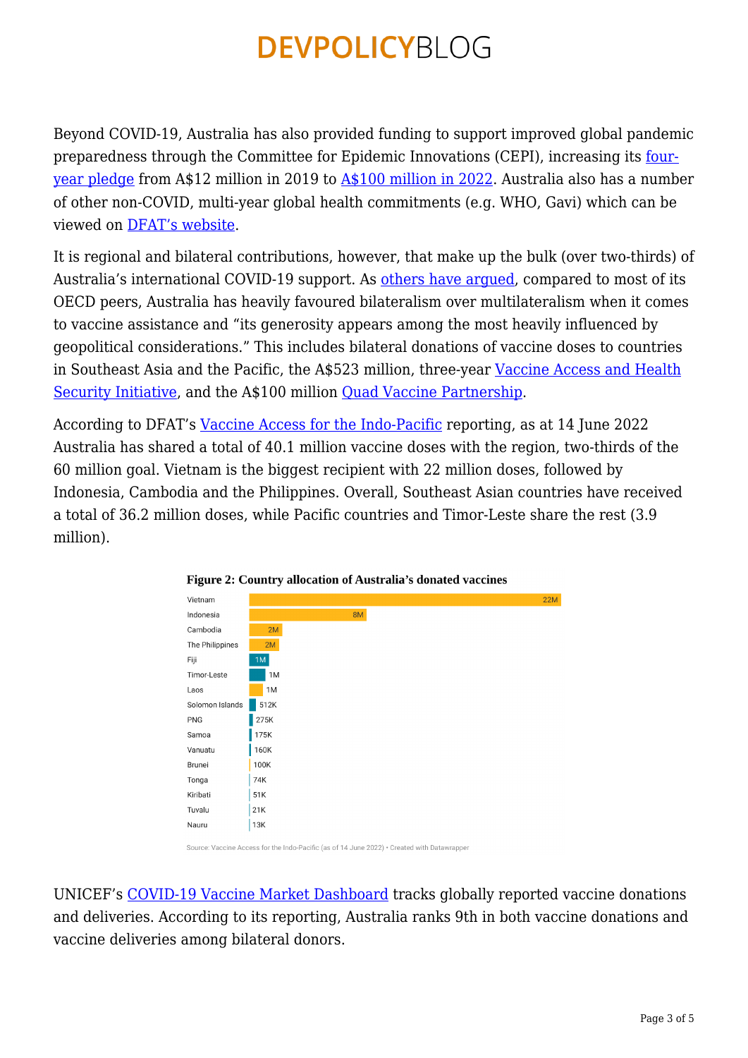Beyond COVID-19, Australia has also provided funding to support improved global pandemic preparedness through the Committee for Epidemic Innovations (CEPI), increasing its four-year pledge from A$12 million in 2019 to A$100 million in 2022. Australia also has a number of other non-COVID, multi-year global health commitments (e.g. WHO, Gavi) which can be viewed on DFAT's website.

It is regional and bilateral contributions, however, that make up the bulk (over two-thirds) of Australia's international COVID-19 support. As others have argued, compared to most of its OECD peers, Australia has heavily favoured bilateralism over multilateralism when it comes to vaccine assistance and "its generosity appears among the most heavily influenced by geopolitical considerations." This includes bilateral donations of vaccine doses to countries in Southeast Asia and the Pacific, the A$523 million, three-year Vaccine Access and Health Security Initiative, and the A$100 million Quad Vaccine Partnership.

According to DFAT's Vaccine Access for the Indo-Pacific reporting, as at 14 June 2022 Australia has shared a total of 40.1 million vaccine doses with the region, two-thirds of the 60 million goal. Vietnam is the biggest recipient with 22 million doses, followed by Indonesia, Cambodia and the Philippines. Overall, Southeast Asian countries have received a total of 36.2 million doses, while Pacific countries and Timor-Leste share the rest (3.9 million).

**Figure 2: Country allocation of Australia's donated vaccines**

| Country | Doses |
| --- | --- |
| Vietnam | 22M |
| Indonesia | 8M |
| Cambodia | 2M |
| The Philippines | 2M |
| Fiji | 1M |
| Timor-Leste | 1M |
| Laos | 1M |
| Solomon Islands | 512K |
| PNG | 275K |
| Samoa | 175K |
| Vanuatu | 160K |
| Brunei | 100K |
| Tonga | 74K |
| Kiribati | 51K |
| Tuvalu | 21K |
| Nauru | 13K |

Source: Vaccine Access for the Indo-Pacific (as of 14 June 2022) • Created with Datawrapper

UNICEF's COVID-19 Vaccine Market Dashboard tracks globally reported vaccine donations and deliveries. According to its reporting, Australia ranks 9th in both vaccine donations and vaccine deliveries among bilateral donors.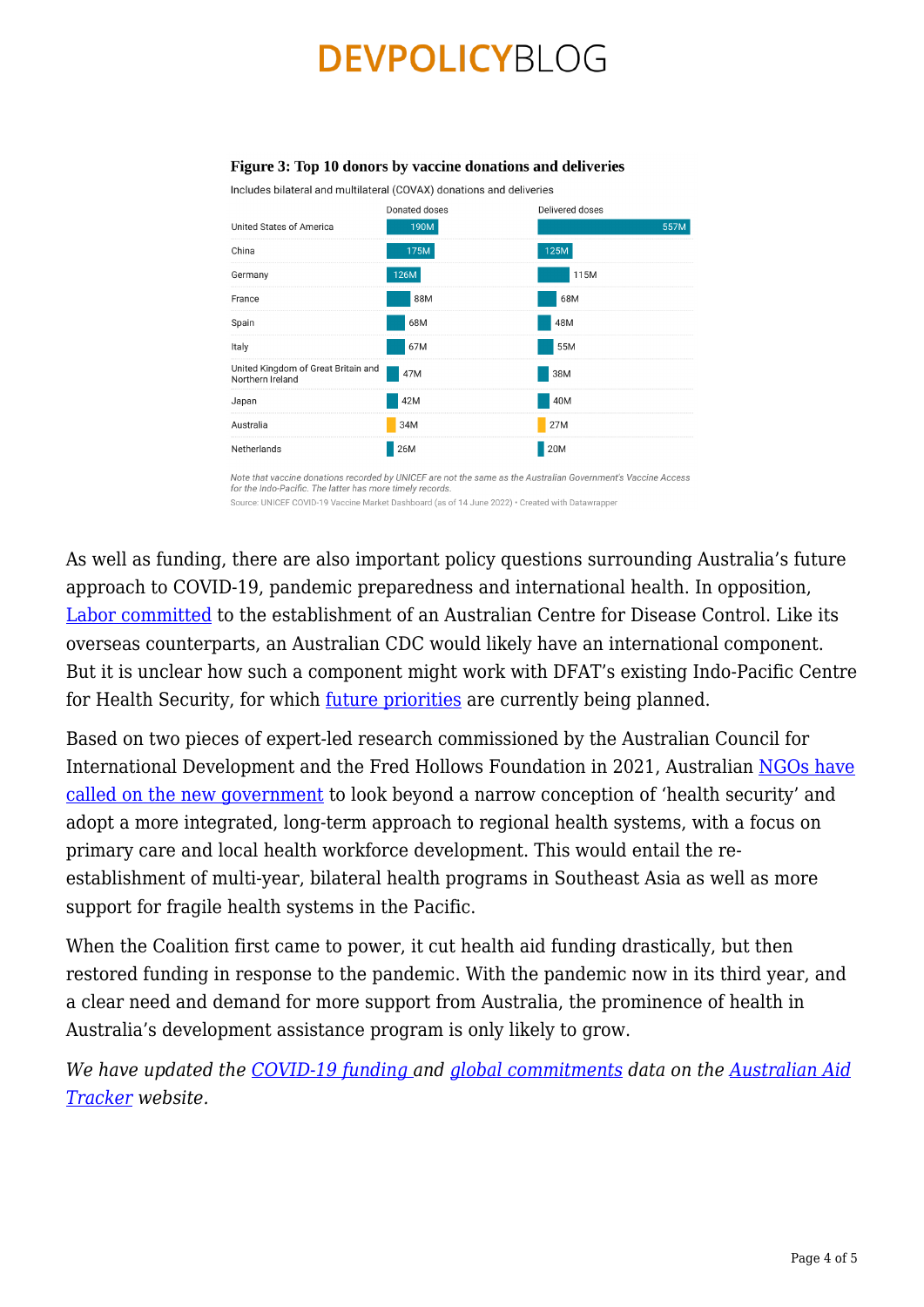**Figure 3: Top 10 donors by vaccine donations and deliveries**

Includes bilateral and multilateral (COVAX) donations and deliveries

| | Donated doses | Delivered doses |
|---|---|---|
| United States of America | 190M | 557M |
| China | 175M | 125M |
| Germany | 126M | 115M |
| France | 88M | 68M |
| Spain | 68M | 48M |
| Italy | 67M | 55M |
| United Kingdom of Great Britain and Northern Ireland | 47M | 38M |
| Japan | 42M | 40M |
| Australia | 34M | 27M |
| Netherlands | 26M | 20M |

*Note that vaccine donations recorded by UNICEF are not the same as the Australian Government's Vaccine Access for the Indo-Pacific. The latter has more timely records.*

Source: UNICEF COVID-19 Vaccine Market Dashboard (as of 14 June 2022) • Created with Datawrapper

As well as funding, there are also important policy questions surrounding Australia's future approach to COVID-19, pandemic preparedness and international health. In opposition, Labor committed to the establishment of an Australian Centre for Disease Control. Like its overseas counterparts, an Australian CDC would likely have an international component. But it is unclear how such a component might work with DFAT's existing Indo-Pacific Centre for Health Security, for which future priorities are currently being planned.

Based on two pieces of expert-led research commissioned by the Australian Council for International Development and the Fred Hollows Foundation in 2021, Australian NGOs have called on the new government to look beyond a narrow conception of 'health security' and adopt a more integrated, long-term approach to regional health systems, with a focus on primary care and local health workforce development. This would entail the re-establishment of multi-year, bilateral health programs in Southeast Asia as well as more support for fragile health systems in the Pacific.

When the Coalition first came to power, it cut health aid funding drastically, but then restored funding in response to the pandemic. With the pandemic now in its third year, and a clear need and demand for more support from Australia, the prominence of health in Australia's development assistance program is only likely to grow.

*We have updated the COVID-19 funding and global commitments data on the Australian Aid Tracker website.*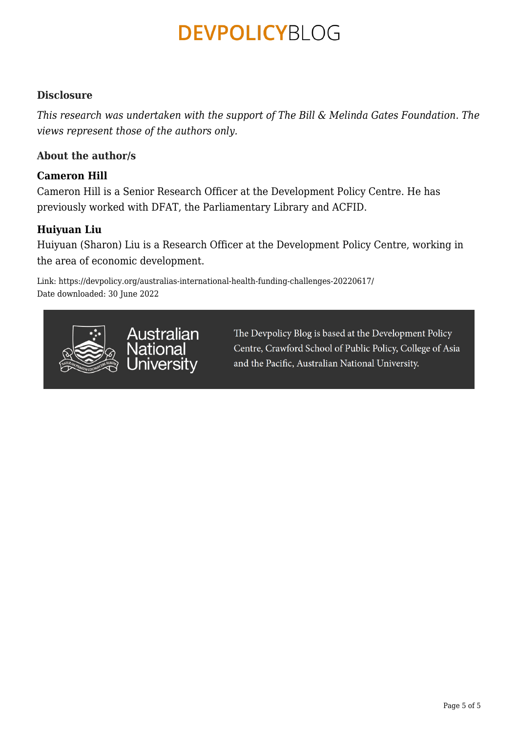### Disclosure

*This research was undertaken with the support of The Bill & Melinda Gates Foundation. The views represent those of the authors only.*

### About the author/s

**Cameron Hill**
Cameron Hill is a Senior Research Officer at the Development Policy Centre. He has previously worked with DFAT, the Parliamentary Library and ACFID.

**Huiyuan Liu**
Huiyuan (Sharon) Liu is a Research Officer at the Development Policy Centre, working in the area of economic development.

Link: https://devpolicy.org/australias-international-health-funding-challenges-20220617/
Date downloaded: 30 June 2022

Australian National University

The Devpolicy Blog is based at the Development Policy Centre, Crawford School of Public Policy, College of Asia and the Pacific, Australian National University.